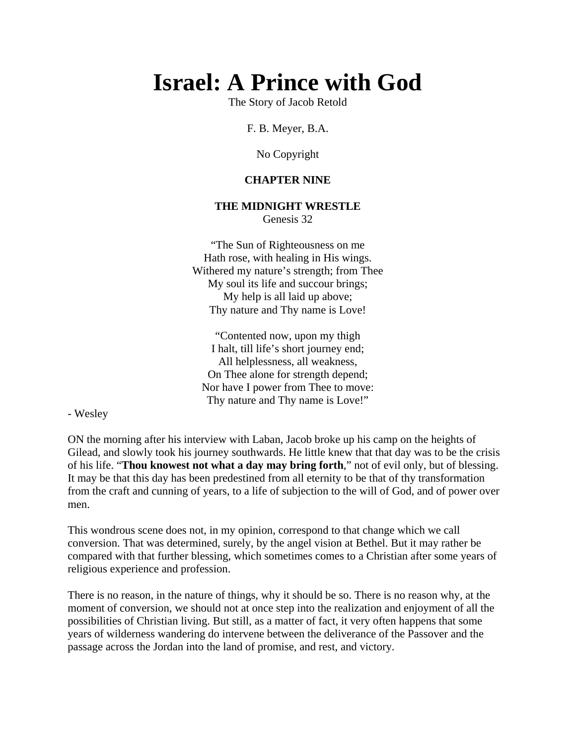# Israel: A Prince with God

The Story of Jacob Retold

F. B. Meyer, B.A.

No Copyright

**CHAPTER NINE**

**THE MIDNIGHT WRESTLE**

Genesis 32

"The Sun of Righteousness on me  
Hath rose, with healing in His wings.  
Withered my nature's strength; from Thee  
My soul its life and succour brings;  
My help is all laid up above;  
Thy nature and Thy name is Love!

"Contented now, upon my thigh  
I halt, till life's short journey end;  
All helplessness, all weakness,  
On Thee alone for strength depend;  
Nor have I power from Thee to move:  
Thy nature and Thy name is Love!"

- Wesley

ON the morning after his interview with Laban, Jacob broke up his camp on the heights of Gilead, and slowly took his journey southwards. He little knew that that day was to be the crisis of his life. "**Thou knowest not what a day may bring forth**," not of evil only, but of blessing. It may be that this day has been predestined from all eternity to be that of thy transformation from the craft and cunning of years, to a life of subjection to the will of God, and of power over men.

This wondrous scene does not, in my opinion, correspond to that change which we call conversion. That was determined, surely, by the angel vision at Bethel. But it may rather be compared with that further blessing, which sometimes comes to a Christian after some years of religious experience and profession.

There is no reason, in the nature of things, why it should be so. There is no reason why, at the moment of conversion, we should not at once step into the realization and enjoyment of all the possibilities of Christian living. But still, as a matter of fact, it very often happens that some years of wilderness wandering do intervene between the deliverance of the Passover and the passage across the Jordan into the land of promise, and rest, and victory.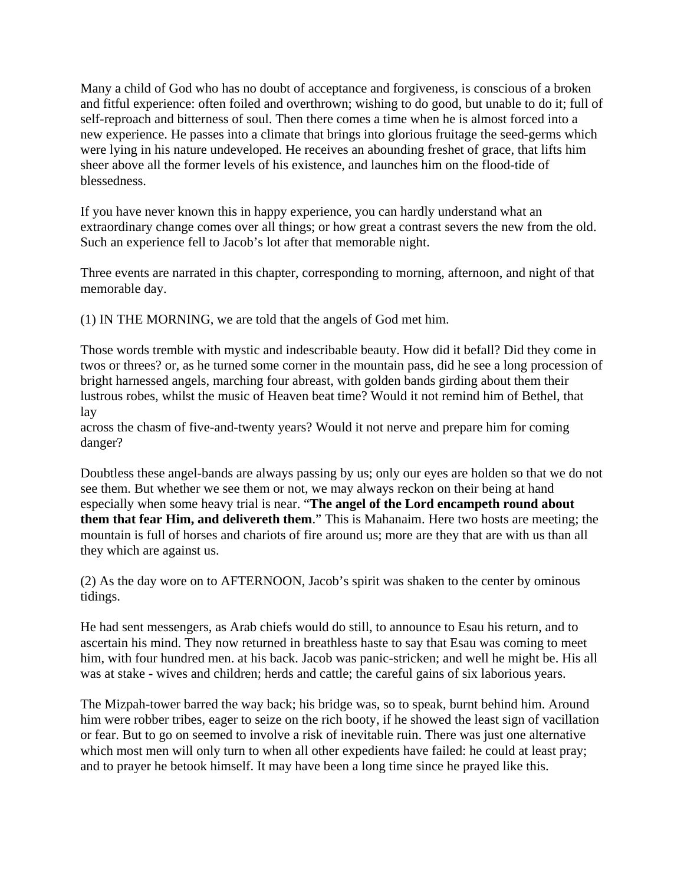Many a child of God who has no doubt of acceptance and forgiveness, is conscious of a broken and fitful experience: often foiled and overthrown; wishing to do good, but unable to do it; full of self-reproach and bitterness of soul. Then there comes a time when he is almost forced into a new experience. He passes into a climate that brings into glorious fruitage the seed-germs which were lying in his nature undeveloped. He receives an abounding freshet of grace, that lifts him sheer above all the former levels of his existence, and launches him on the flood-tide of blessedness.

If you have never known this in happy experience, you can hardly understand what an extraordinary change comes over all things; or how great a contrast severs the new from the old. Such an experience fell to Jacob's lot after that memorable night.

Three events are narrated in this chapter, corresponding to morning, afternoon, and night of that memorable day.

(1) IN THE MORNING, we are told that the angels of God met him.

Those words tremble with mystic and indescribable beauty. How did it befall? Did they come in twos or threes? or, as he turned some corner in the mountain pass, did he see a long procession of bright harnessed angels, marching four abreast, with golden bands girding about them their lustrous robes, whilst the music of Heaven beat time? Would it not remind him of Bethel, that lay across the chasm of five-and-twenty years? Would it not nerve and prepare him for coming danger?

Doubtless these angel-bands are always passing by us; only our eyes are holden so that we do not see them. But whether we see them or not, we may always reckon on their being at hand especially when some heavy trial is near. "**The angel of the Lord encampeth round about them that fear Him, and delivereth them**." This is Mahanaim. Here two hosts are meeting; the mountain is full of horses and chariots of fire around us; more are they that are with us than all they which are against us.

(2) As the day wore on to AFTERNOON, Jacob's spirit was shaken to the center by ominous tidings.

He had sent messengers, as Arab chiefs would do still, to announce to Esau his return, and to ascertain his mind. They now returned in breathless haste to say that Esau was coming to meet him, with four hundred men. at his back. Jacob was panic-stricken; and well he might be. His all was at stake - wives and children; herds and cattle; the careful gains of six laborious years.

The Mizpah-tower barred the way back; his bridge was, so to speak, burnt behind him. Around him were robber tribes, eager to seize on the rich booty, if he showed the least sign of vacillation or fear. But to go on seemed to involve a risk of inevitable ruin. There was just one alternative which most men will only turn to when all other expedients have failed: he could at least pray; and to prayer he betook himself. It may have been a long time since he prayed like this.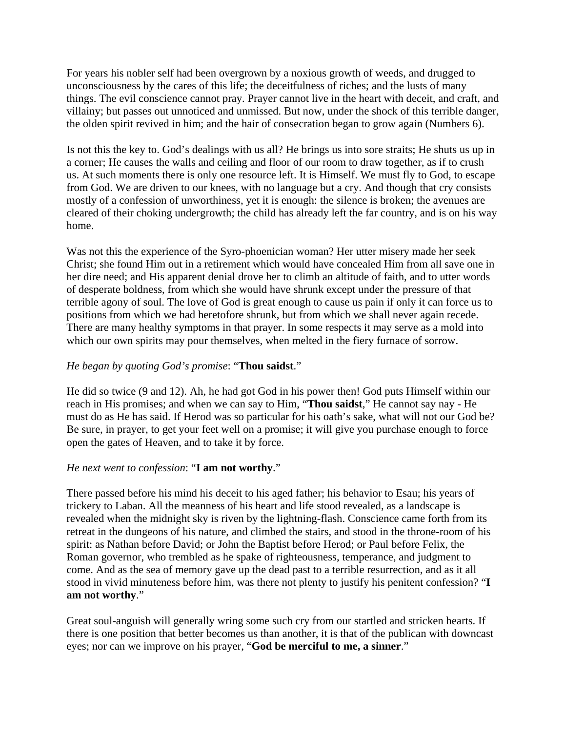For years his nobler self had been overgrown by a noxious growth of weeds, and drugged to unconsciousness by the cares of this life; the deceitfulness of riches; and the lusts of many things. The evil conscience cannot pray. Prayer cannot live in the heart with deceit, and craft, and villainy; but passes out unnoticed and unmissed. But now, under the shock of this terrible danger, the olden spirit revived in him; and the hair of consecration began to grow again (Numbers 6).

Is not this the key to. God's dealings with us all? He brings us into sore straits; He shuts us up in a corner; He causes the walls and ceiling and floor of our room to draw together, as if to crush us. At such moments there is only one resource left. It is Himself. We must fly to God, to escape from God. We are driven to our knees, with no language but a cry. And though that cry consists mostly of a confession of unworthiness, yet it is enough: the silence is broken; the avenues are cleared of their choking undergrowth; the child has already left the far country, and is on his way home.

Was not this the experience of the Syro-phoenician woman? Her utter misery made her seek Christ; she found Him out in a retirement which would have concealed Him from all save one in her dire need; and His apparent denial drove her to climb an altitude of faith, and to utter words of desperate boldness, from which she would have shrunk except under the pressure of that terrible agony of soul. The love of God is great enough to cause us pain if only it can force us to positions from which we had heretofore shrunk, but from which we shall never again recede. There are many healthy symptoms in that prayer. In some respects it may serve as a mold into which our own spirits may pour themselves, when melted in the fiery furnace of sorrow.

*He began by quoting God's promise*: "**Thou saidst**."

He did so twice (9 and 12). Ah, he had got God in his power then! God puts Himself within our reach in His promises; and when we can say to Him, "**Thou saidst**," He cannot say nay - He must do as He has said. If Herod was so particular for his oath's sake, what will not our God be? Be sure, in prayer, to get your feet well on a promise; it will give you purchase enough to force open the gates of Heaven, and to take it by force.

*He next went to confession*: "**I am not worthy**."

There passed before his mind his deceit to his aged father; his behavior to Esau; his years of trickery to Laban. All the meanness of his heart and life stood revealed, as a landscape is revealed when the midnight sky is riven by the lightning-flash. Conscience came forth from its retreat in the dungeons of his nature, and climbed the stairs, and stood in the throne-room of his spirit: as Nathan before David; or John the Baptist before Herod; or Paul before Felix, the Roman governor, who trembled as he spake of righteousness, temperance, and judgment to come. And as the sea of memory gave up the dead past to a terrible resurrection, and as it all stood in vivid minuteness before him, was there not plenty to justify his penitent confession? "**I am not worthy**."

Great soul-anguish will generally wring some such cry from our startled and stricken hearts. If there is one position that better becomes us than another, it is that of the publican with downcast eyes; nor can we improve on his prayer, "**God be merciful to me, a sinner**."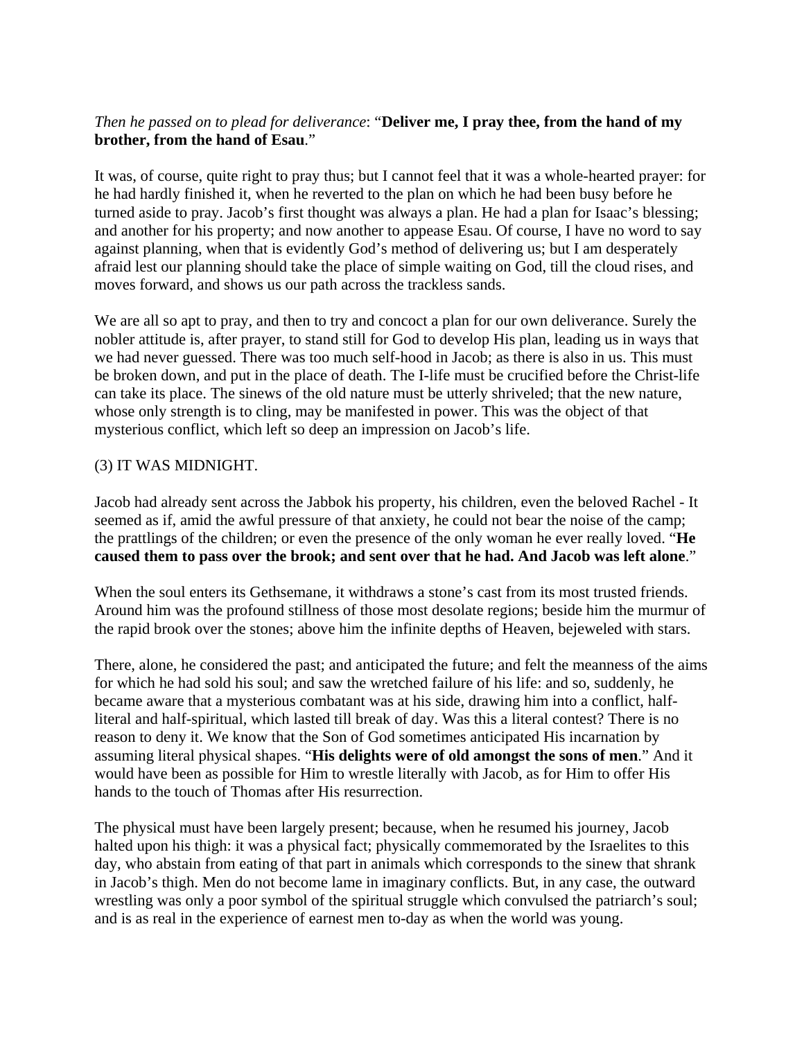*Then he passed on to plead for deliverance*: "**Deliver me, I pray thee, from the hand of my brother, from the hand of Esau**."

It was, of course, quite right to pray thus; but I cannot feel that it was a whole-hearted prayer: for he had hardly finished it, when he reverted to the plan on which he had been busy before he turned aside to pray. Jacob's first thought was always a plan. He had a plan for Isaac's blessing; and another for his property; and now another to appease Esau. Of course, I have no word to say against planning, when that is evidently God's method of delivering us; but I am desperately afraid lest our planning should take the place of simple waiting on God, till the cloud rises, and moves forward, and shows us our path across the trackless sands.

We are all so apt to pray, and then to try and concoct a plan for our own deliverance. Surely the nobler attitude is, after prayer, to stand still for God to develop His plan, leading us in ways that we had never guessed. There was too much self-hood in Jacob; as there is also in us. This must be broken down, and put in the place of death. The I-life must be crucified before the Christ-life can take its place. The sinews of the old nature must be utterly shriveled; that the new nature, whose only strength is to cling, may be manifested in power. This was the object of that mysterious conflict, which left so deep an impression on Jacob's life.

(3) IT WAS MIDNIGHT.

Jacob had already sent across the Jabbok his property, his children, even the beloved Rachel - It seemed as if, amid the awful pressure of that anxiety, he could not bear the noise of the camp; the prattlings of the children; or even the presence of the only woman he ever really loved. "**He caused them to pass over the brook; and sent over that he had. And Jacob was left alone**."

When the soul enters its Gethsemane, it withdraws a stone's cast from its most trusted friends. Around him was the profound stillness of those most desolate regions; beside him the murmur of the rapid brook over the stones; above him the infinite depths of Heaven, bejeweled with stars.

There, alone, he considered the past; and anticipated the future; and felt the meanness of the aims for which he had sold his soul; and saw the wretched failure of his life: and so, suddenly, he became aware that a mysterious combatant was at his side, drawing him into a conflict, half-literal and half-spiritual, which lasted till break of day. Was this a literal contest? There is no reason to deny it. We know that the Son of God sometimes anticipated His incarnation by assuming literal physical shapes. "**His delights were of old amongst the sons of men**." And it would have been as possible for Him to wrestle literally with Jacob, as for Him to offer His hands to the touch of Thomas after His resurrection.

The physical must have been largely present; because, when he resumed his journey, Jacob halted upon his thigh: it was a physical fact; physically commemorated by the Israelites to this day, who abstain from eating of that part in animals which corresponds to the sinew that shrank in Jacob's thigh. Men do not become lame in imaginary conflicts. But, in any case, the outward wrestling was only a poor symbol of the spiritual struggle which convulsed the patriarch's soul; and is as real in the experience of earnest men to-day as when the world was young.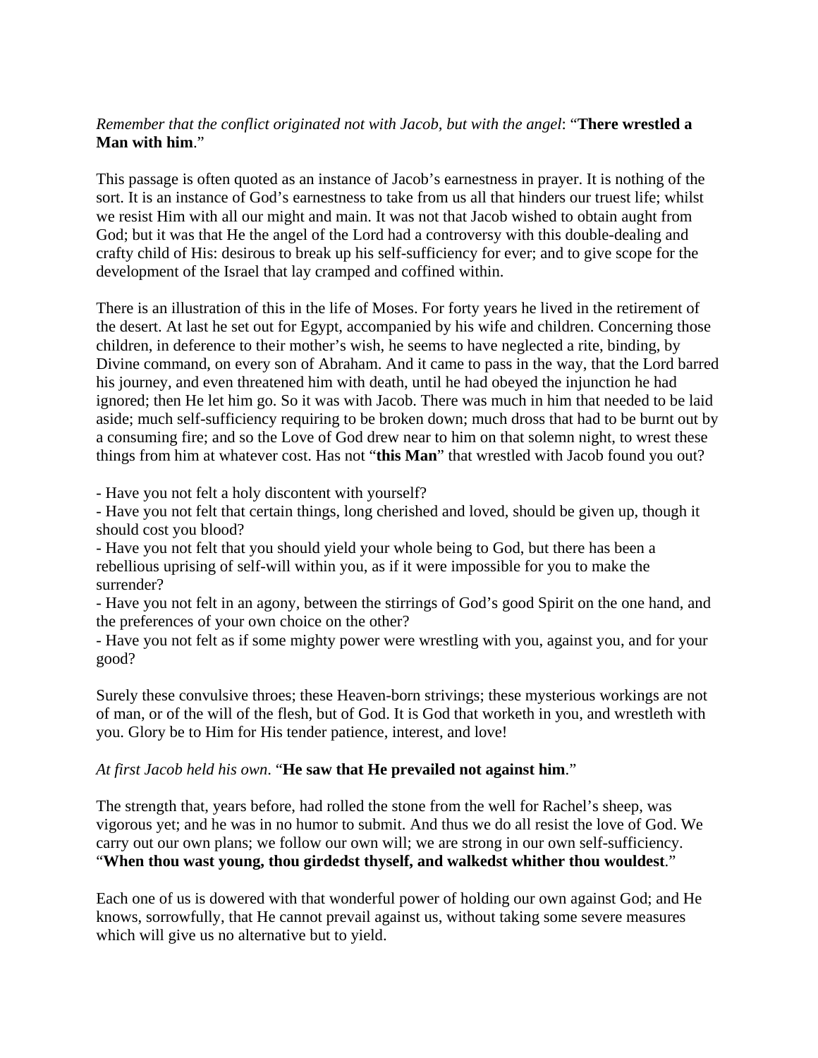*Remember that the conflict originated not with Jacob, but with the angel*: "**There wrestled a Man with him**."

This passage is often quoted as an instance of Jacob's earnestness in prayer. It is nothing of the sort. It is an instance of God's earnestness to take from us all that hinders our truest life; whilst we resist Him with all our might and main. It was not that Jacob wished to obtain aught from God; but it was that He the angel of the Lord had a controversy with this double-dealing and crafty child of His: desirous to break up his self-sufficiency for ever; and to give scope for the development of the Israel that lay cramped and coffined within.

There is an illustration of this in the life of Moses. For forty years he lived in the retirement of the desert. At last he set out for Egypt, accompanied by his wife and children. Concerning those children, in deference to their mother's wish, he seems to have neglected a rite, binding, by Divine command, on every son of Abraham. And it came to pass in the way, that the Lord barred his journey, and even threatened him with death, until he had obeyed the injunction he had ignored; then He let him go. So it was with Jacob. There was much in him that needed to be laid aside; much self-sufficiency requiring to be broken down; much dross that had to be burnt out by a consuming fire; and so the Love of God drew near to him on that solemn night, to wrest these things from him at whatever cost. Has not "**this Man**" that wrestled with Jacob found you out?

- Have you not felt a holy discontent with yourself?
- Have you not felt that certain things, long cherished and loved, should be given up, though it should cost you blood?
- Have you not felt that you should yield your whole being to God, but there has been a rebellious uprising of self-will within you, as if it were impossible for you to make the surrender?
- Have you not felt in an agony, between the stirrings of God's good Spirit on the one hand, and the preferences of your own choice on the other?
- Have you not felt as if some mighty power were wrestling with you, against you, and for your good?

Surely these convulsive throes; these Heaven-born strivings; these mysterious workings are not of man, or of the will of the flesh, but of God. It is God that worketh in you, and wrestleth with you. Glory be to Him for His tender patience, interest, and love!

*At first Jacob held his own.* "**He saw that He prevailed not against him**."

The strength that, years before, had rolled the stone from the well for Rachel's sheep, was vigorous yet; and he was in no humor to submit. And thus we do all resist the love of God. We carry out our own plans; we follow our own will; we are strong in our own self-sufficiency. "**When thou wast young, thou girdedst thyself, and walkedst whither thou wouldest**."

Each one of us is dowered with that wonderful power of holding our own against God; and He knows, sorrowfully, that He cannot prevail against us, without taking some severe measures which will give us no alternative but to yield.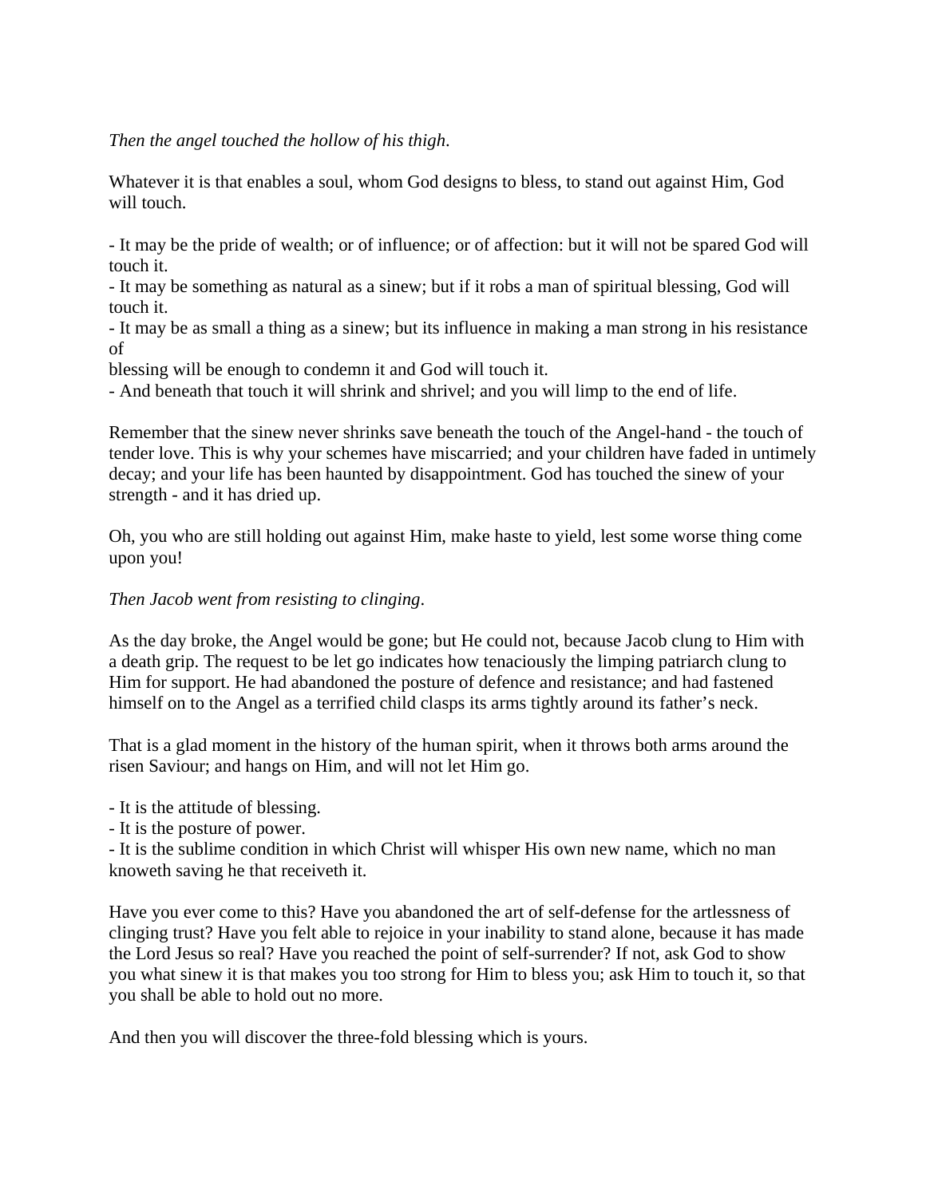*Then the angel touched the hollow of his thigh*.

Whatever it is that enables a soul, whom God designs to bless, to stand out against Him, God will touch.

- It may be the pride of wealth; or of influence; or of affection: but it will not be spared God will touch it.
- It may be something as natural as a sinew; but if it robs a man of spiritual blessing, God will touch it.
- It may be as small a thing as a sinew; but its influence in making a man strong in his resistance of blessing will be enough to condemn it and God will touch it.
- And beneath that touch it will shrink and shrivel; and you will limp to the end of life.

Remember that the sinew never shrinks save beneath the touch of the Angel-hand - the touch of tender love. This is why your schemes have miscarried; and your children have faded in untimely decay; and your life has been haunted by disappointment. God has touched the sinew of your strength - and it has dried up.

Oh, you who are still holding out against Him, make haste to yield, lest some worse thing come upon you!

*Then Jacob went from resisting to clinging*.

As the day broke, the Angel would be gone; but He could not, because Jacob clung to Him with a death grip. The request to be let go indicates how tenaciously the limping patriarch clung to Him for support. He had abandoned the posture of defence and resistance; and had fastened himself on to the Angel as a terrified child clasps its arms tightly around its father's neck.

That is a glad moment in the history of the human spirit, when it throws both arms around the risen Saviour; and hangs on Him, and will not let Him go.

- It is the attitude of blessing.
- It is the posture of power.
- It is the sublime condition in which Christ will whisper His own new name, which no man knoweth saving he that receiveth it.

Have you ever come to this? Have you abandoned the art of self-defense for the artlessness of clinging trust? Have you felt able to rejoice in your inability to stand alone, because it has made the Lord Jesus so real? Have you reached the point of self-surrender? If not, ask God to show you what sinew it is that makes you too strong for Him to bless you; ask Him to touch it, so that you shall be able to hold out no more.

And then you will discover the three-fold blessing which is yours.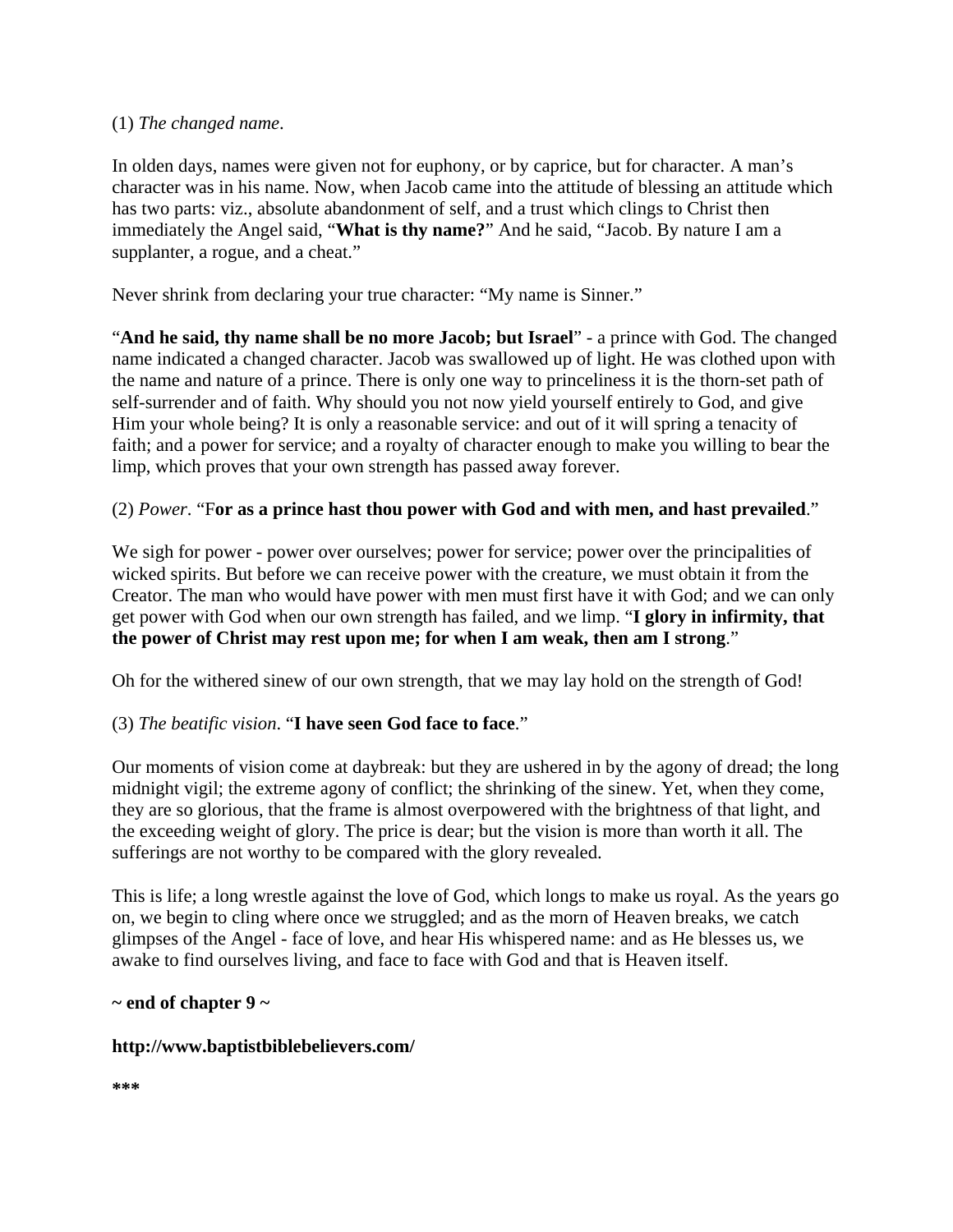(1) *The changed name*.

In olden days, names were given not for euphony, or by caprice, but for character. A man's character was in his name. Now, when Jacob came into the attitude of blessing an attitude which has two parts: viz., absolute abandonment of self, and a trust which clings to Christ then immediately the Angel said, "**What is thy name?**" And he said, "Jacob. By nature I am a supplanter, a rogue, and a cheat."

Never shrink from declaring your true character: "My name is Sinner."

"**And he said, thy name shall be no more Jacob; but Israel**" - a prince with God. The changed name indicated a changed character. Jacob was swallowed up of light. He was clothed upon with the name and nature of a prince. There is only one way to princeliness it is the thorn-set path of self-surrender and of faith. Why should you not now yield yourself entirely to God, and give Him your whole being? It is only a reasonable service: and out of it will spring a tenacity of faith; and a power for service; and a royalty of character enough to make you willing to bear the limp, which proves that your own strength has passed away forever.

(2) *Power*. "F**or as a prince hast thou power with God and with men, and hast prevailed**."

We sigh for power - power over ourselves; power for service; power over the principalities of wicked spirits. But before we can receive power with the creature, we must obtain it from the Creator. The man who would have power with men must first have it with God; and we can only get power with God when our own strength has failed, and we limp. "**I glory in infirmity, that the power of Christ may rest upon me; for when I am weak, then am I strong**."

Oh for the withered sinew of our own strength, that we may lay hold on the strength of God!

(3) *The beatific vision*. "**I have seen God face to face**."

Our moments of vision come at daybreak: but they are ushered in by the agony of dread; the long midnight vigil; the extreme agony of conflict; the shrinking of the sinew. Yet, when they come, they are so glorious, that the frame is almost overpowered with the brightness of that light, and the exceeding weight of glory. The price is dear; but the vision is more than worth it all. The sufferings are not worthy to be compared with the glory revealed.

This is life; a long wrestle against the love of God, which longs to make us royal. As the years go on, we begin to cling where once we struggled; and as the morn of Heaven breaks, we catch glimpses of the Angel - face of love, and hear His whispered name: and as He blesses us, we awake to find ourselves living, and face to face with God and that is Heaven itself.

**~ end of chapter 9 ~**

**http://www.baptistbiblebelievers.com/**

*****